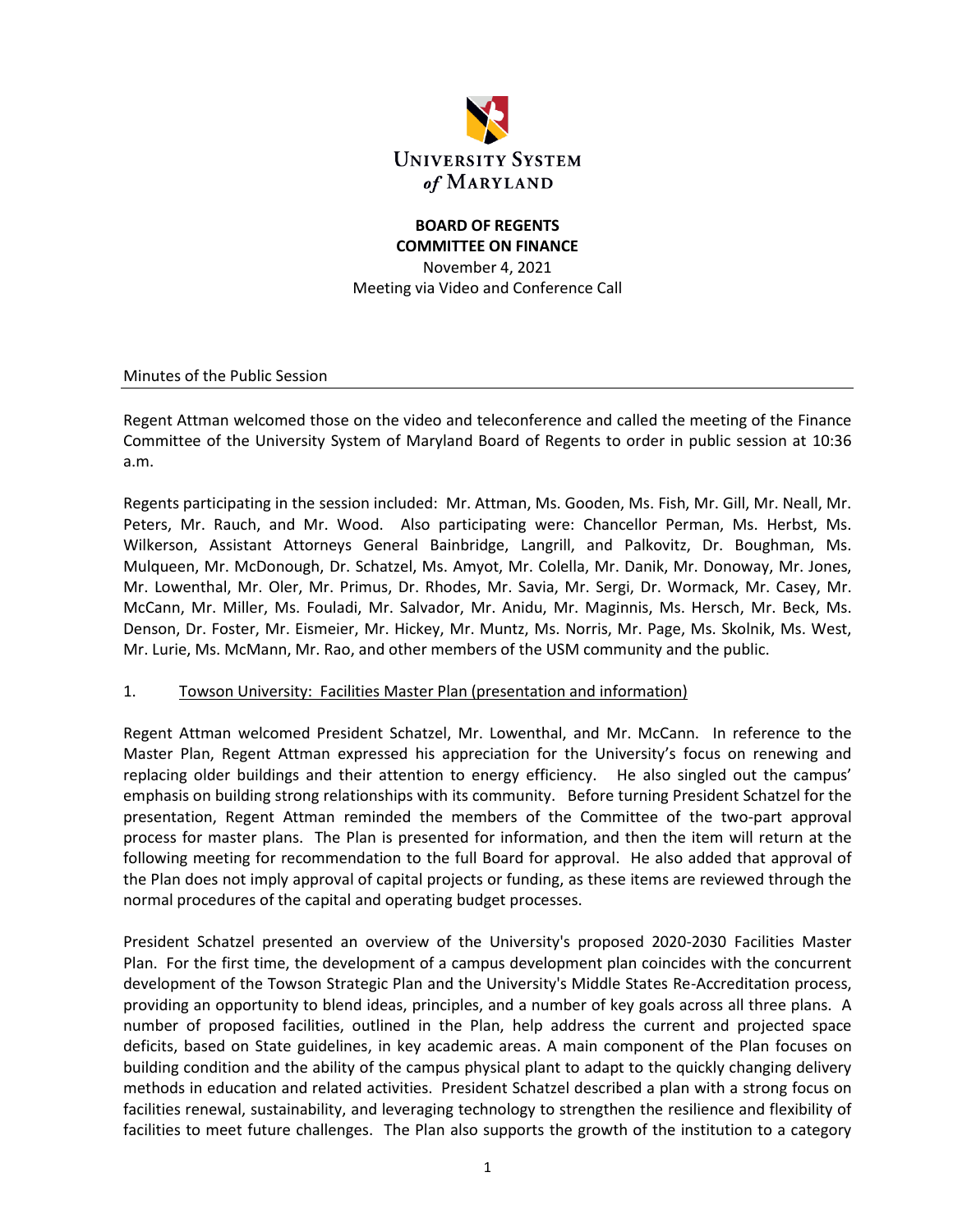UNIVERSITY SYSTEM of MARYLAND

**BOARD OF REGENTS**
**COMMITTEE ON FINANCE**
November 4, 2021
Meeting via Video and Conference Call

Minutes of the Public Session

---

Regent Attman welcomed those on the video and teleconference and called the meeting of the Finance Committee of the University System of Maryland Board of Regents to order in public session at 10:36 a.m.

Regents participating in the session included: Mr. Attman, Ms. Gooden, Ms. Fish, Mr. Gill, Mr. Neall, Mr. Peters, Mr. Rauch, and Mr. Wood. Also participating were: Chancellor Perman, Ms. Herbst, Ms. Wilkerson, Assistant Attorneys General Bainbridge, Langrill, and Palkovitz, Dr. Boughman, Ms. Mulqueen, Mr. McDonough, Dr. Schatzel, Ms. Amyot, Mr. Colella, Mr. Danik, Mr. Donoway, Mr. Jones, Mr. Lowenthal, Mr. Oler, Mr. Primus, Dr. Rhodes, Mr. Savia, Mr. Sergi, Dr. Wormack, Mr. Casey, Mr. McCann, Mr. Miller, Ms. Fouladi, Mr. Salvador, Mr. Anidu, Mr. Maginnis, Ms. Hersch, Mr. Beck, Ms. Denson, Dr. Foster, Mr. Eismeier, Mr. Hickey, Mr. Muntz, Ms. Norris, Mr. Page, Ms. Skolnik, Ms. West, Mr. Lurie, Ms. McMann, Mr. Rao, and other members of the USM community and the public.

1. Towson University: Facilities Master Plan (presentation and information)

Regent Attman welcomed President Schatzel, Mr. Lowenthal, and Mr. McCann. In reference to the Master Plan, Regent Attman expressed his appreciation for the University's focus on renewing and replacing older buildings and their attention to energy efficiency. He also singled out the campus' emphasis on building strong relationships with its community. Before turning President Schatzel for the presentation, Regent Attman reminded the members of the Committee of the two-part approval process for master plans. The Plan is presented for information, and then the item will return at the following meeting for recommendation to the full Board for approval. He also added that approval of the Plan does not imply approval of capital projects or funding, as these items are reviewed through the normal procedures of the capital and operating budget processes.

President Schatzel presented an overview of the University's proposed 2020-2030 Facilities Master Plan. For the first time, the development of a campus development plan coincides with the concurrent development of the Towson Strategic Plan and the University's Middle States Re-Accreditation process, providing an opportunity to blend ideas, principles, and a number of key goals across all three plans. A number of proposed facilities, outlined in the Plan, help address the current and projected space deficits, based on State guidelines, in key academic areas. A main component of the Plan focuses on building condition and the ability of the campus physical plant to adapt to the quickly changing delivery methods in education and related activities. President Schatzel described a plan with a strong focus on facilities renewal, sustainability, and leveraging technology to strengthen the resilience and flexibility of facilities to meet future challenges. The Plan also supports the growth of the institution to a category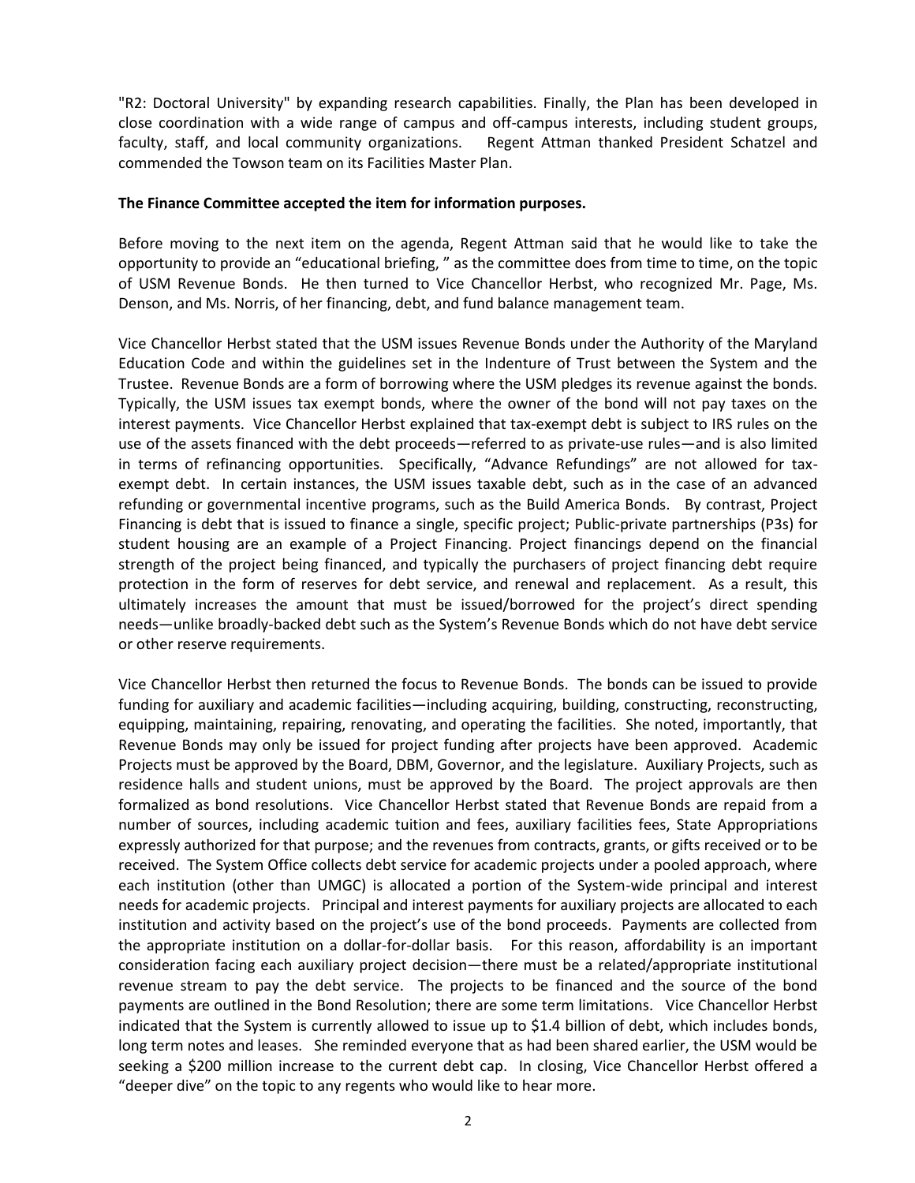"R2: Doctoral University" by expanding research capabilities. Finally, the Plan has been developed in close coordination with a wide range of campus and off-campus interests, including student groups, faculty, staff, and local community organizations. Regent Attman thanked President Schatzel and commended the Towson team on its Facilities Master Plan.

**The Finance Committee accepted the item for information purposes.**

Before moving to the next item on the agenda, Regent Attman said that he would like to take the opportunity to provide an "educational briefing, " as the committee does from time to time, on the topic of USM Revenue Bonds. He then turned to Vice Chancellor Herbst, who recognized Mr. Page, Ms. Denson, and Ms. Norris, of her financing, debt, and fund balance management team.

Vice Chancellor Herbst stated that the USM issues Revenue Bonds under the Authority of the Maryland Education Code and within the guidelines set in the Indenture of Trust between the System and the Trustee. Revenue Bonds are a form of borrowing where the USM pledges its revenue against the bonds. Typically, the USM issues tax exempt bonds, where the owner of the bond will not pay taxes on the interest payments. Vice Chancellor Herbst explained that tax-exempt debt is subject to IRS rules on the use of the assets financed with the debt proceeds—referred to as private-use rules—and is also limited in terms of refinancing opportunities. Specifically, "Advance Refundings" are not allowed for tax-exempt debt. In certain instances, the USM issues taxable debt, such as in the case of an advanced refunding or governmental incentive programs, such as the Build America Bonds. By contrast, Project Financing is debt that is issued to finance a single, specific project; Public-private partnerships (P3s) for student housing are an example of a Project Financing. Project financings depend on the financial strength of the project being financed, and typically the purchasers of project financing debt require protection in the form of reserves for debt service, and renewal and replacement. As a result, this ultimately increases the amount that must be issued/borrowed for the project's direct spending needs—unlike broadly-backed debt such as the System's Revenue Bonds which do not have debt service or other reserve requirements.

Vice Chancellor Herbst then returned the focus to Revenue Bonds. The bonds can be issued to provide funding for auxiliary and academic facilities—including acquiring, building, constructing, reconstructing, equipping, maintaining, repairing, renovating, and operating the facilities. She noted, importantly, that Revenue Bonds may only be issued for project funding after projects have been approved. Academic Projects must be approved by the Board, DBM, Governor, and the legislature. Auxiliary Projects, such as residence halls and student unions, must be approved by the Board. The project approvals are then formalized as bond resolutions. Vice Chancellor Herbst stated that Revenue Bonds are repaid from a number of sources, including academic tuition and fees, auxiliary facilities fees, State Appropriations expressly authorized for that purpose; and the revenues from contracts, grants, or gifts received or to be received. The System Office collects debt service for academic projects under a pooled approach, where each institution (other than UMGC) is allocated a portion of the System-wide principal and interest needs for academic projects. Principal and interest payments for auxiliary projects are allocated to each institution and activity based on the project's use of the bond proceeds. Payments are collected from the appropriate institution on a dollar-for-dollar basis. For this reason, affordability is an important consideration facing each auxiliary project decision—there must be a related/appropriate institutional revenue stream to pay the debt service. The projects to be financed and the source of the bond payments are outlined in the Bond Resolution; there are some term limitations. Vice Chancellor Herbst indicated that the System is currently allowed to issue up to $1.4 billion of debt, which includes bonds, long term notes and leases. She reminded everyone that as had been shared earlier, the USM would be seeking a $200 million increase to the current debt cap. In closing, Vice Chancellor Herbst offered a "deeper dive" on the topic to any regents who would like to hear more.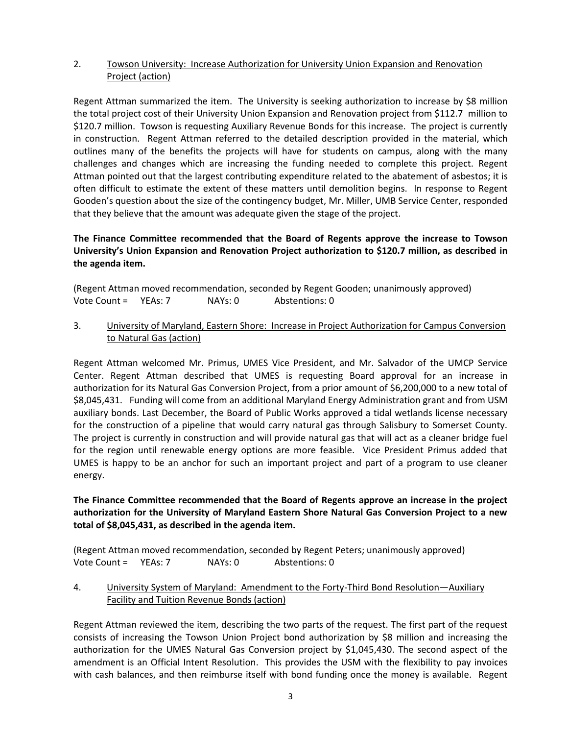2. <u>Towson University: Increase Authorization for University Union Expansion and Renovation Project (action)</u>

Regent Attman summarized the item. The University is seeking authorization to increase by $8 million the total project cost of their University Union Expansion and Renovation project from $112.7 million to $120.7 million. Towson is requesting Auxiliary Revenue Bonds for this increase. The project is currently in construction. Regent Attman referred to the detailed description provided in the material, which outlines many of the benefits the projects will have for students on campus, along with the many challenges and changes which are increasing the funding needed to complete this project. Regent Attman pointed out that the largest contributing expenditure related to the abatement of asbestos; it is often difficult to estimate the extent of these matters until demolition begins. In response to Regent Gooden's question about the size of the contingency budget, Mr. Miller, UMB Service Center, responded that they believe that the amount was adequate given the stage of the project.

**The Finance Committee recommended that the Board of Regents approve the increase to Towson University's Union Expansion and Renovation Project authorization to $120.7 million, as described in the agenda item.**

(Regent Attman moved recommendation, seconded by Regent Gooden; unanimously approved)
Vote Count = YEAs: 7 NAYs: 0 Abstentions: 0

3. <u>University of Maryland, Eastern Shore: Increase in Project Authorization for Campus Conversion to Natural Gas (action)</u>

Regent Attman welcomed Mr. Primus, UMES Vice President, and Mr. Salvador of the UMCP Service Center. Regent Attman described that UMES is requesting Board approval for an increase in authorization for its Natural Gas Conversion Project, from a prior amount of $6,200,000 to a new total of $8,045,431. Funding will come from an additional Maryland Energy Administration grant and from USM auxiliary bonds. Last December, the Board of Public Works approved a tidal wetlands license necessary for the construction of a pipeline that would carry natural gas through Salisbury to Somerset County. The project is currently in construction and will provide natural gas that will act as a cleaner bridge fuel for the region until renewable energy options are more feasible. Vice President Primus added that UMES is happy to be an anchor for such an important project and part of a program to use cleaner energy.

**The Finance Committee recommended that the Board of Regents approve an increase in the project authorization for the University of Maryland Eastern Shore Natural Gas Conversion Project to a new total of $8,045,431, as described in the agenda item.**

(Regent Attman moved recommendation, seconded by Regent Peters; unanimously approved)
Vote Count = YEAs: 7 NAYs: 0 Abstentions: 0

4. <u>University System of Maryland: Amendment to the Forty-Third Bond Resolution—Auxiliary Facility and Tuition Revenue Bonds (action)</u>

Regent Attman reviewed the item, describing the two parts of the request. The first part of the request consists of increasing the Towson Union Project bond authorization by $8 million and increasing the authorization for the UMES Natural Gas Conversion project by $1,045,430. The second aspect of the amendment is an Official Intent Resolution. This provides the USM with the flexibility to pay invoices with cash balances, and then reimburse itself with bond funding once the money is available. Regent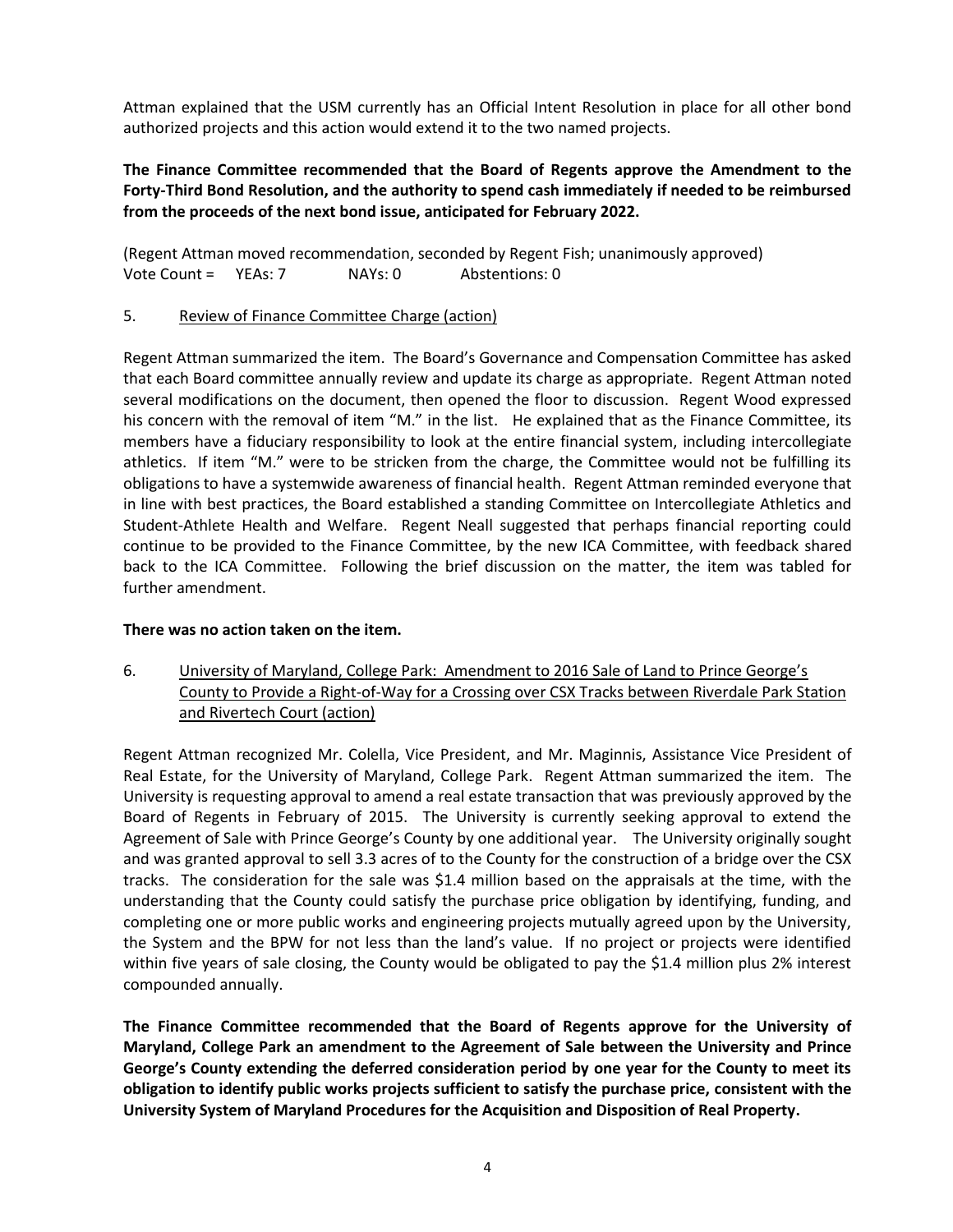Attman explained that the USM currently has an Official Intent Resolution in place for all other bond authorized projects and this action would extend it to the two named projects.

**The Finance Committee recommended that the Board of Regents approve the Amendment to the Forty-Third Bond Resolution, and the authority to spend cash immediately if needed to be reimbursed from the proceeds of the next bond issue, anticipated for February 2022.**

(Regent Attman moved recommendation, seconded by Regent Fish; unanimously approved)
Vote Count = YEAs: 7 NAYs: 0 Abstentions: 0

5. Review of Finance Committee Charge (action)

Regent Attman summarized the item. The Board's Governance and Compensation Committee has asked that each Board committee annually review and update its charge as appropriate. Regent Attman noted several modifications on the document, then opened the floor to discussion. Regent Wood expressed his concern with the removal of item "M." in the list. He explained that as the Finance Committee, its members have a fiduciary responsibility to look at the entire financial system, including intercollegiate athletics. If item "M." were to be stricken from the charge, the Committee would not be fulfilling its obligations to have a systemwide awareness of financial health. Regent Attman reminded everyone that in line with best practices, the Board established a standing Committee on Intercollegiate Athletics and Student-Athlete Health and Welfare. Regent Neall suggested that perhaps financial reporting could continue to be provided to the Finance Committee, by the new ICA Committee, with feedback shared back to the ICA Committee. Following the brief discussion on the matter, the item was tabled for further amendment.

**There was no action taken on the item.**

6. University of Maryland, College Park: Amendment to 2016 Sale of Land to Prince George's County to Provide a Right-of-Way for a Crossing over CSX Tracks between Riverdale Park Station and Rivertech Court (action)

Regent Attman recognized Mr. Colella, Vice President, and Mr. Maginnis, Assistance Vice President of Real Estate, for the University of Maryland, College Park. Regent Attman summarized the item. The University is requesting approval to amend a real estate transaction that was previously approved by the Board of Regents in February of 2015. The University is currently seeking approval to extend the Agreement of Sale with Prince George's County by one additional year. The University originally sought and was granted approval to sell 3.3 acres of to the County for the construction of a bridge over the CSX tracks. The consideration for the sale was $1.4 million based on the appraisals at the time, with the understanding that the County could satisfy the purchase price obligation by identifying, funding, and completing one or more public works and engineering projects mutually agreed upon by the University, the System and the BPW for not less than the land's value. If no project or projects were identified within five years of sale closing, the County would be obligated to pay the $1.4 million plus 2% interest compounded annually.

**The Finance Committee recommended that the Board of Regents approve for the University of Maryland, College Park an amendment to the Agreement of Sale between the University and Prince George's County extending the deferred consideration period by one year for the County to meet its obligation to identify public works projects sufficient to satisfy the purchase price, consistent with the University System of Maryland Procedures for the Acquisition and Disposition of Real Property.**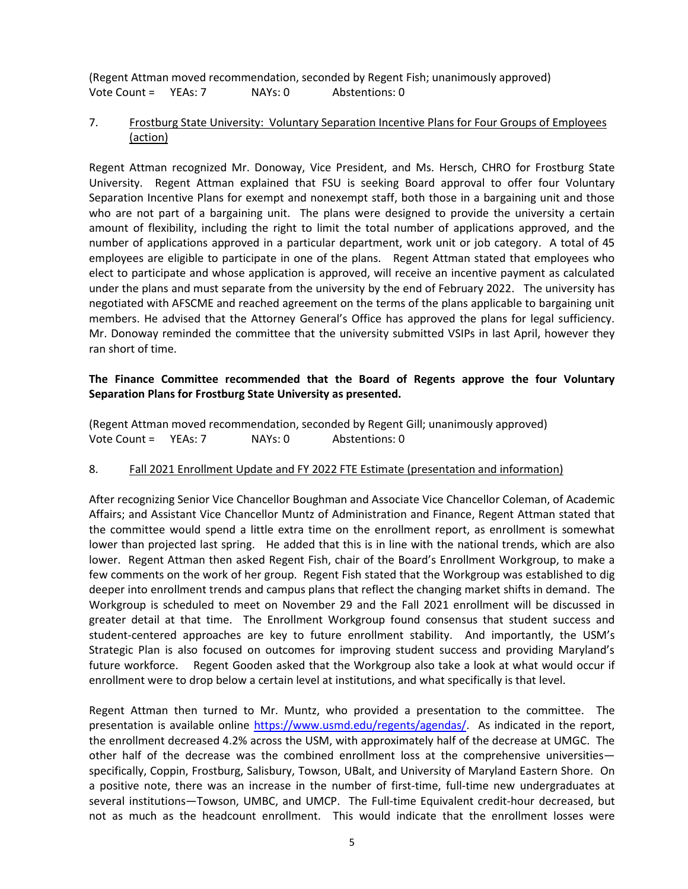(Regent Attman moved recommendation, seconded by Regent Fish; unanimously approved)
Vote Count = YEAs: 7 NAYs: 0 Abstentions: 0

7. Frostburg State University: Voluntary Separation Incentive Plans for Four Groups of Employees (action)

Regent Attman recognized Mr. Donoway, Vice President, and Ms. Hersch, CHRO for Frostburg State University. Regent Attman explained that FSU is seeking Board approval to offer four Voluntary Separation Incentive Plans for exempt and nonexempt staff, both those in a bargaining unit and those who are not part of a bargaining unit. The plans were designed to provide the university a certain amount of flexibility, including the right to limit the total number of applications approved, and the number of applications approved in a particular department, work unit or job category. A total of 45 employees are eligible to participate in one of the plans. Regent Attman stated that employees who elect to participate and whose application is approved, will receive an incentive payment as calculated under the plans and must separate from the university by the end of February 2022. The university has negotiated with AFSCME and reached agreement on the terms of the plans applicable to bargaining unit members. He advised that the Attorney General's Office has approved the plans for legal sufficiency. Mr. Donoway reminded the committee that the university submitted VSIPs in last April, however they ran short of time.

**The Finance Committee recommended that the Board of Regents approve the four Voluntary Separation Plans for Frostburg State University as presented.**

(Regent Attman moved recommendation, seconded by Regent Gill; unanimously approved)
Vote Count = YEAs: 7 NAYs: 0 Abstentions: 0

8. Fall 2021 Enrollment Update and FY 2022 FTE Estimate (presentation and information)

After recognizing Senior Vice Chancellor Boughman and Associate Vice Chancellor Coleman, of Academic Affairs; and Assistant Vice Chancellor Muntz of Administration and Finance, Regent Attman stated that the committee would spend a little extra time on the enrollment report, as enrollment is somewhat lower than projected last spring. He added that this is in line with the national trends, which are also lower. Regent Attman then asked Regent Fish, chair of the Board's Enrollment Workgroup, to make a few comments on the work of her group. Regent Fish stated that the Workgroup was established to dig deeper into enrollment trends and campus plans that reflect the changing market shifts in demand. The Workgroup is scheduled to meet on November 29 and the Fall 2021 enrollment will be discussed in greater detail at that time. The Enrollment Workgroup found consensus that student success and student-centered approaches are key to future enrollment stability. And importantly, the USM's Strategic Plan is also focused on outcomes for improving student success and providing Maryland's future workforce. Regent Gooden asked that the Workgroup also take a look at what would occur if enrollment were to drop below a certain level at institutions, and what specifically is that level.

Regent Attman then turned to Mr. Muntz, who provided a presentation to the committee. The presentation is available online https://www.usmd.edu/regents/agendas/. As indicated in the report, the enrollment decreased 4.2% across the USM, with approximately half of the decrease at UMGC. The other half of the decrease was the combined enrollment loss at the comprehensive universities—specifically, Coppin, Frostburg, Salisbury, Towson, UBalt, and University of Maryland Eastern Shore. On a positive note, there was an increase in the number of first-time, full-time new undergraduates at several institutions—Towson, UMBC, and UMCP. The Full-time Equivalent credit-hour decreased, but not as much as the headcount enrollment. This would indicate that the enrollment losses were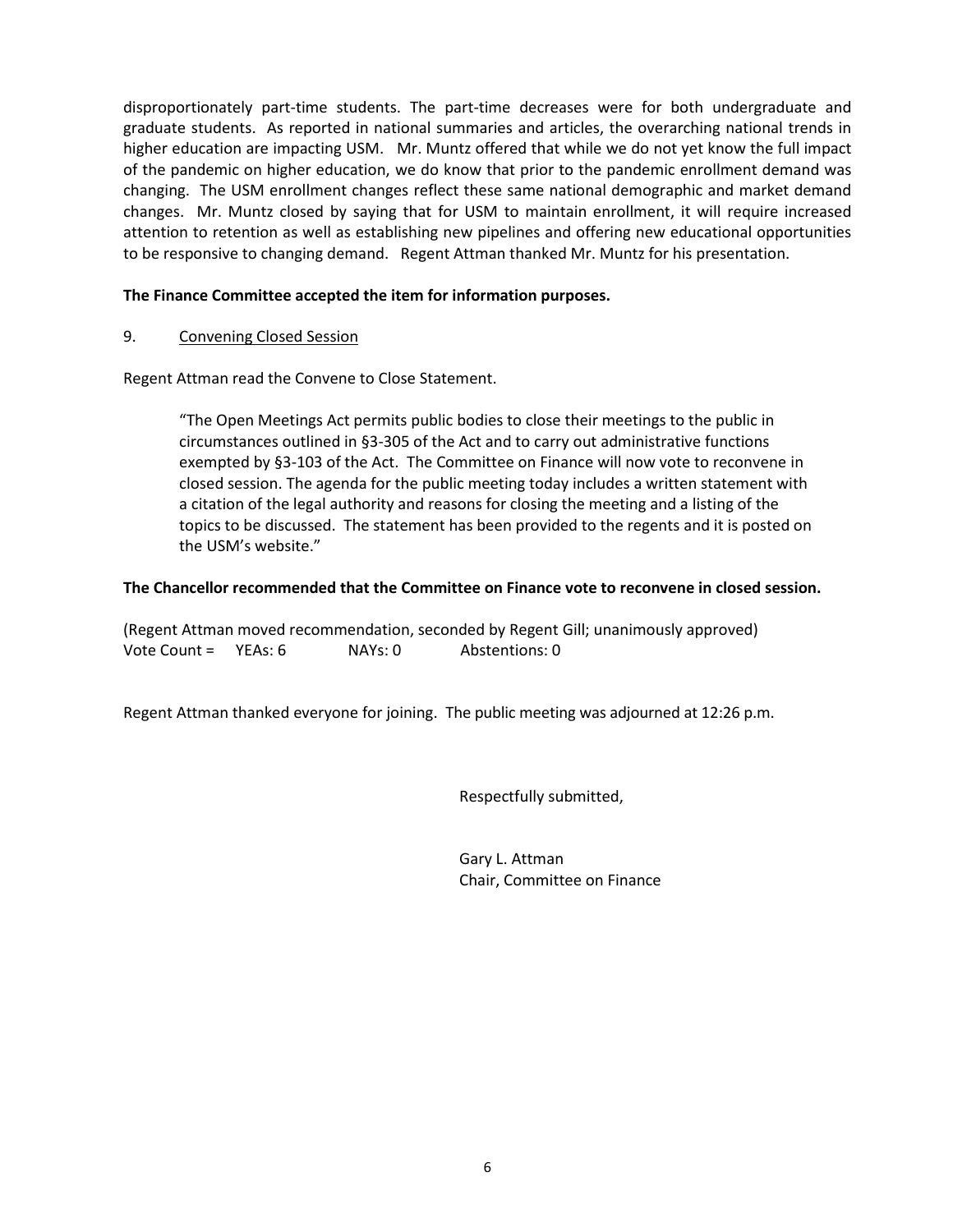disproportionately part-time students. The part-time decreases were for both undergraduate and graduate students. As reported in national summaries and articles, the overarching national trends in higher education are impacting USM. Mr. Muntz offered that while we do not yet know the full impact of the pandemic on higher education, we do know that prior to the pandemic enrollment demand was changing. The USM enrollment changes reflect these same national demographic and market demand changes. Mr. Muntz closed by saying that for USM to maintain enrollment, it will require increased attention to retention as well as establishing new pipelines and offering new educational opportunities to be responsive to changing demand. Regent Attman thanked Mr. Muntz for his presentation.

**The Finance Committee accepted the item for information purposes.**

9. <u>Convening Closed Session</u>

Regent Attman read the Convene to Close Statement.

> "The Open Meetings Act permits public bodies to close their meetings to the public in circumstances outlined in §3-305 of the Act and to carry out administrative functions exempted by §3-103 of the Act. The Committee on Finance will now vote to reconvene in closed session. The agenda for the public meeting today includes a written statement with a citation of the legal authority and reasons for closing the meeting and a listing of the topics to be discussed. The statement has been provided to the regents and it is posted on the USM's website."

**The Chancellor recommended that the Committee on Finance vote to reconvene in closed session.**

(Regent Attman moved recommendation, seconded by Regent Gill; unanimously approved)
Vote Count = YEAs: 6 NAYs: 0 Abstentions: 0

Regent Attman thanked everyone for joining. The public meeting was adjourned at 12:26 p.m.

Respectfully submitted,

Gary L. Attman
Chair, Committee on Finance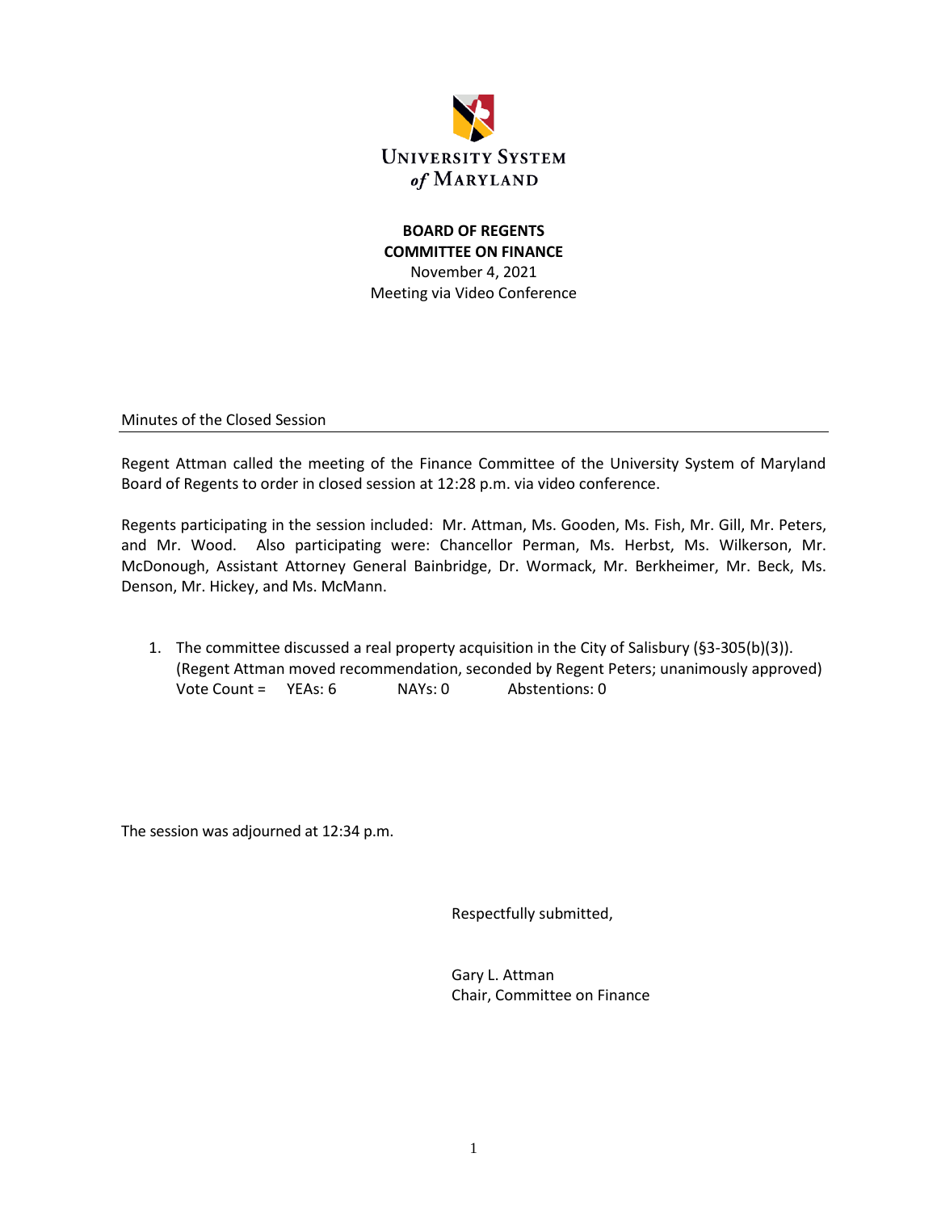UNIVERSITY SYSTEM
*of* MARYLAND

**BOARD OF REGENTS**
**COMMITTEE ON FINANCE**
November 4, 2021
Meeting via Video Conference

Minutes of the Closed Session

---

Regent Attman called the meeting of the Finance Committee of the University System of Maryland Board of Regents to order in closed session at 12:28 p.m. via video conference.

Regents participating in the session included: Mr. Attman, Ms. Gooden, Ms. Fish, Mr. Gill, Mr. Peters, and Mr. Wood. Also participating were: Chancellor Perman, Ms. Herbst, Ms. Wilkerson, Mr. McDonough, Assistant Attorney General Bainbridge, Dr. Wormack, Mr. Berkheimer, Mr. Beck, Ms. Denson, Mr. Hickey, and Ms. McMann.

1. The committee discussed a real property acquisition in the City of Salisbury (§3-305(b)(3)). (Regent Attman moved recommendation, seconded by Regent Peters; unanimously approved)
   Vote Count = YEAs: 6 NAYs: 0 Abstentions: 0

The session was adjourned at 12:34 p.m.

Respectfully submitted,

Gary L. Attman
Chair, Committee on Finance